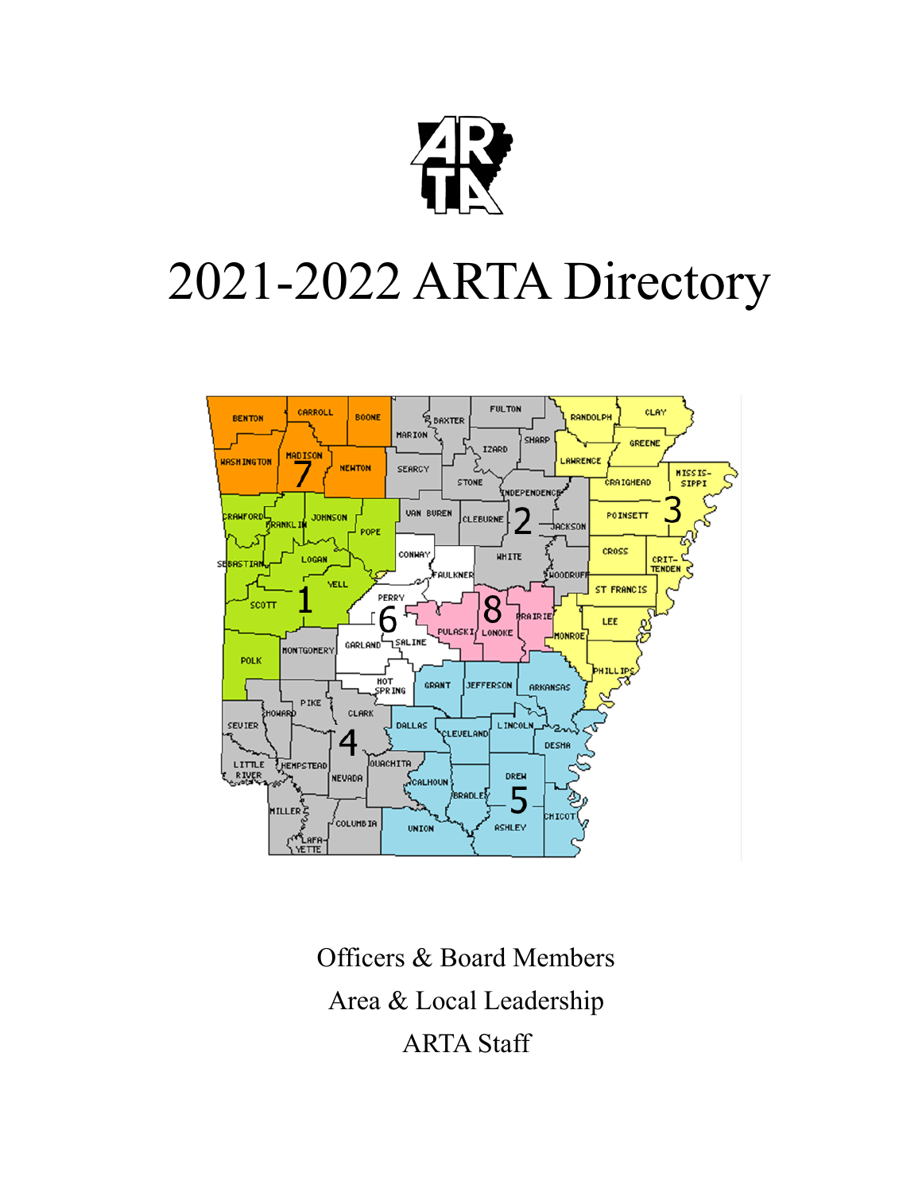# 2021-2022 ARTA Directory

Officers & Board Members

Area & Local Leadership

ARTA Staff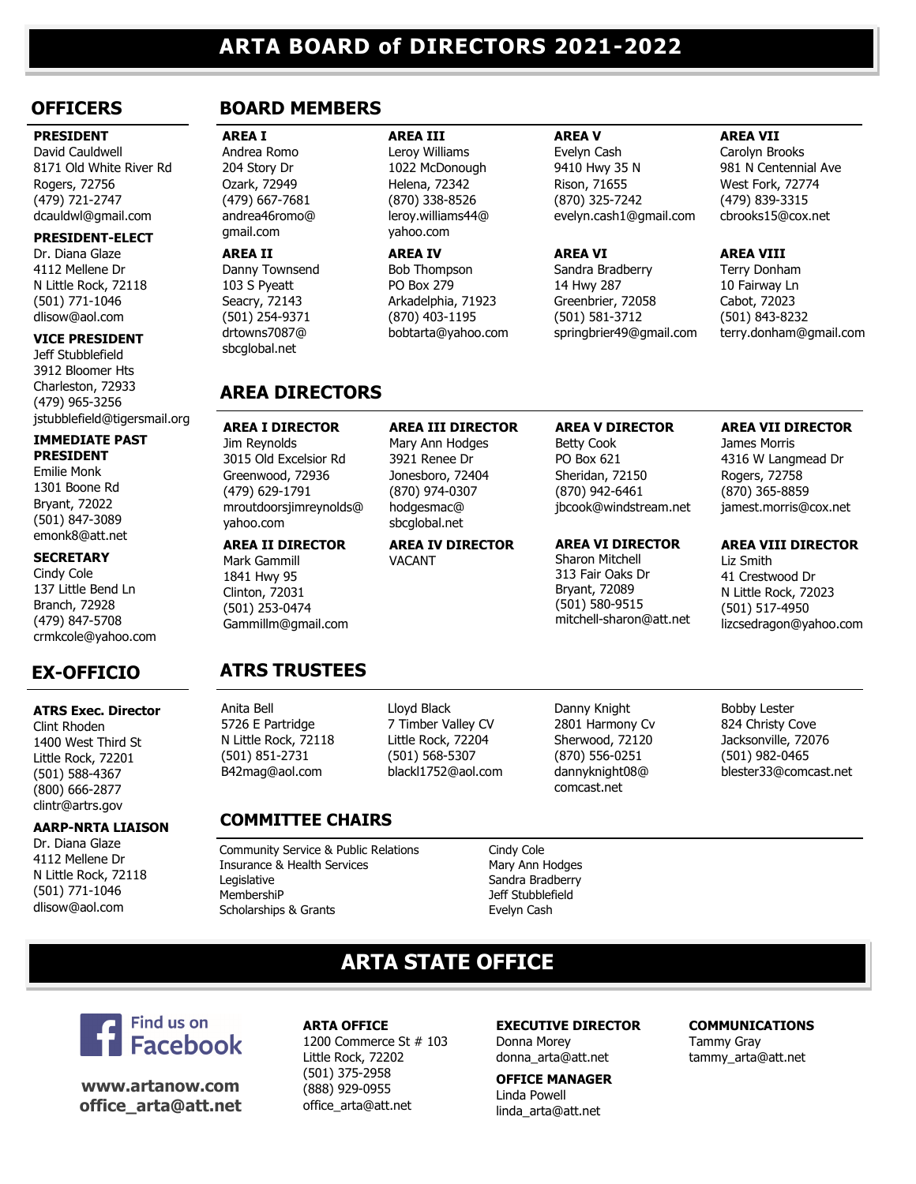# ARTA BOARD of DIRECTORS 2021-2022

## OFFICERS

**PRESIDENT**
David Cauldwell
8171 Old White River Rd
Rogers, 72756
(479) 721-2747
dcauldwl@gmail.com

**PRESIDENT-ELECT**
Dr. Diana Glaze
4112 Mellene Dr
N Little Rock, 72118
(501) 771-1046
dlisow@aol.com

**VICE PRESIDENT**
Jeff Stubblefield
3912 Bloomer Hts
Charleston, 72933
(479) 965-3256
jstubblefield@tigersmail.org

**IMMEDIATE PAST PRESIDENT**
Emilie Monk
1301 Boone Rd
Bryant, 72022
(501) 847-3089
emonk8@att.net

**SECRETARY**
Cindy Cole
137 Little Bend Ln
Branch, 72928
(479) 847-5708
crmkcole@yahoo.com

## EX-OFFICIO

**ATRS Exec. Director**
Clint Rhoden
1400 West Third St
Little Rock, 72201
(501) 588-4367
(800) 666-2877
clintr@artrs.gov

**AARP-NRTA LIAISON**
Dr. Diana Glaze
4112 Mellene Dr
N Little Rock, 72118
(501) 771-1046
dlisow@aol.com

## BOARD MEMBERS

**AREA I**
Andrea Romo
204 Story Dr
Ozark, 72949
(479) 667-7681
andrea46romo@gmail.com

**AREA II**
Danny Townsend
103 S Pyeatt
Seacry, 72143
(501) 254-9371
drtowns7087@sbcglobal.net

**AREA III**
Leroy Williams
1022 McDonough
Helena, 72342
(870) 338-8526
leroy.williams44@yahoo.com

**AREA IV**
Bob Thompson
PO Box 279
Arkadelphia, 71923
(870) 403-1195
bobtarta@yahoo.com

**AREA V**
Evelyn Cash
9410 Hwy 35 N
Rison, 71655
(870) 325-7242
evelyn.cash1@gmail.com

**AREA VI**
Sandra Bradberry
14 Hwy 287
Greenbrier, 72058
(501) 581-3712
springbrier49@gmail.com

**AREA VII**
Carolyn Brooks
981 N Centennial Ave
West Fork, 72774
(479) 839-3315
cbrooks15@cox.net

**AREA VIII**
Terry Donham
10 Fairway Ln
Cabot, 72023
(501) 843-8232
terry.donham@gmail.com

## AREA DIRECTORS

**AREA I DIRECTOR**
Jim Reynolds
3015 Old Excelsior Rd
Greenwood, 72936
(479) 629-1791
mroutdoorsjimreynolds@yahoo.com

**AREA II DIRECTOR**
Mark Gammill
1841 Hwy 95
Clinton, 72031
(501) 253-0474
Gammillm@gmail.com

**AREA III DIRECTOR**
Mary Ann Hodges
3921 Renee Dr
Jonesboro, 72404
(870) 974-0307
hodgesmac@sbcglobal.net

**AREA IV DIRECTOR**
VACANT

**AREA V DIRECTOR**
Betty Cook
PO Box 621
Sheridan, 72150
(870) 942-6461
jbcook@windstream.net

**AREA VI DIRECTOR**
Sharon Mitchell
313 Fair Oaks Dr
Bryant, 72089
(501) 580-9515
mitchell-sharon@att.net

**AREA VII DIRECTOR**
James Morris
4316 W Langmead Dr
Rogers, 72758
(870) 365-8859
jamest.morris@cox.net

**AREA VIII DIRECTOR**
Liz Smith
41 Crestwood Dr
N Little Rock, 72023
(501) 517-4950
lizcsedragon@yahoo.com

## ATRS TRUSTEES

Anita Bell
5726 E Partridge
N Little Rock, 72118
(501) 851-2731
B42mag@aol.com

Lloyd Black
7 Timber Valley CV
Little Rock, 72204
(501) 568-5307
blackl1752@aol.com

Danny Knight
2801 Harmony Cv
Sherwood, 72120
(870) 556-0251
dannyknight08@comcast.net

Bobby Lester
824 Christy Cove
Jacksonville, 72076
(501) 982-0465
blester33@comcast.net

## COMMITTEE CHAIRS

| | |
|---|---|
| Community Service & Public Relations | Cindy Cole |
| Insurance & Health Services | Mary Ann Hodges |
| Legislative | Sandra Bradberry |
| MembershiP | Jeff Stubblefield |
| Scholarships & Grants | Evelyn Cash |

# ARTA STATE OFFICE

Find us on Facebook

**www.artanow.com**
**office_arta@att.net**

**ARTA OFFICE**
1200 Commerce St # 103
Little Rock, 72202
(501) 375-2958
(888) 929-0955
office_arta@att.net

**EXECUTIVE DIRECTOR**
Donna Morey
donna_arta@att.net

**OFFICE MANAGER**
Linda Powell
linda_arta@att.net

**COMMUNICATIONS**
Tammy Gray
tammy_arta@att.net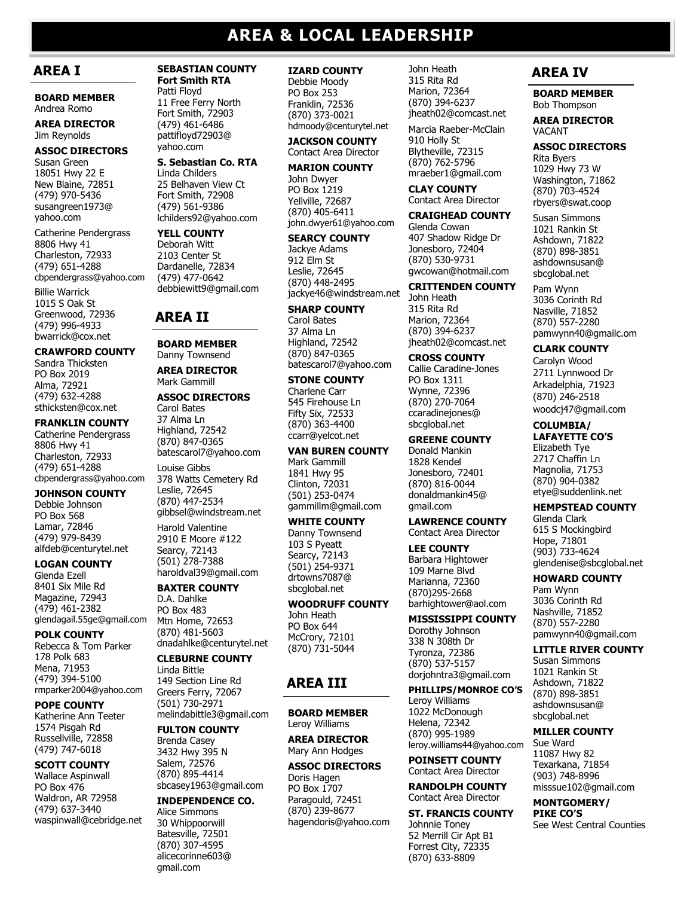# AREA & LOCAL LEADERSHIP

## AREA I

**BOARD MEMBER**
Andrea Romo

**AREA DIRECTOR**
Jim Reynolds

**ASSOC DIRECTORS**

Susan Green
18051 Hwy 22 E
New Blaine, 72851
(479) 970-5436
susangreen1973@yahoo.com

Catherine Pendergrass
8806 Hwy 41
Charleston, 72933
(479) 651-4288
cbpendergrass@yahoo.com

Billie Warrick
1015 S Oak St
Greenwood, 72936
(479) 996-4933
bwarrick@cox.net

**CRAWFORD COUNTY**
Sandra Thicksten
PO Box 2019
Alma, 72921
(479) 632-4288
sthicksten@cox.net

**FRANKLIN COUNTY**
Catherine Pendergrass
8806 Hwy 41
Charleston, 72933
(479) 651-4288
cbpendergrass@yahoo.com

**JOHNSON COUNTY**
Debbie Johnson
PO Box 568
Lamar, 72846
(479) 979-8439
alfdeb@centurytel.net

**LOGAN COUNTY**
Glenda Ezell
8401 Six Mile Rd
Magazine, 72943
(479) 461-2382
glendagail.55ge@gmail.com

**POLK COUNTY**
Rebecca & Tom Parker
178 Polk 683
Mena, 71953
(479) 394-5100
rmparker2004@yahoo.com

**POPE COUNTY**
Katherine Ann Teeter
1574 Pisgah Rd
Russellville, 72858
(479) 747-6018

**SCOTT COUNTY**
Wallace Aspinwall
PO Box 476
Waldron, AR 72958
(479) 637-3440
waspinwall@cebridge.net

**SEBASTIAN COUNTY**
**Fort Smith RTA**
Patti Floyd
11 Free Ferry North
Fort Smith, 72903
(479) 461-6486
pattifloyd72903@yahoo.com

**S. Sebastian Co. RTA**
Linda Childers
25 Belhaven View Ct
Fort Smith, 72908
(479) 561-9386
lchilders92@yahoo.com

**YELL COUNTY**
Deborah Witt
2103 Center St
Dardanelle, 72834
(479) 477-0642
debbiewitt9@gmail.com

## AREA II

**BOARD MEMBER**
Danny Townsend

**AREA DIRECTOR**
Mark Gammill

**ASSOC DIRECTORS**

Carol Bates
37 Alma Ln
Highland, 72542
(870) 847-0365
batescarol7@yahoo.com

Louise Gibbs
378 Watts Cemetery Rd
Leslie, 72645
(870) 447-2534
gibbsel@windstream.net

Harold Valentine
2910 E Moore #122
Searcy, 72143
(501) 278-7388
haroldval39@gmail.com

**BAXTER COUNTY**
D.A. Dahlke
PO Box 483
Mtn Home, 72653
(870) 481-5603
dnadahlke@centurytel.net

**CLEBURNE COUNTY**
Linda Bittle
149 Section Line Rd
Greers Ferry, 72067
(501) 730-2971
melindabittle3@gmail.com

**FULTON COUNTY**
Brenda Casey
3432 Hwy 395 N
Salem, 72576
(870) 895-4414
sbcasey1963@gmail.com

**INDEPENDENCE CO.**
Alice Simmons
30 Whippoorwill
Batesville, 72501
(870) 307-4595
alicecorinne603@gmail.com

**IZARD COUNTY**
Debbie Moody
PO Box 253
Franklin, 72536
(870) 373-0021
hdmoody@centurytel.net

**JACKSON COUNTY**
Contact Area Director

**MARION COUNTY**
John Dwyer
PO Box 1219
Yellville, 72687
(870) 405-6411
john.dwyer61@yahoo.com

**SEARCY COUNTY**
Jackye Adams
912 Elm St
Leslie, 72645
(870) 448-2495
jackye46@windstream.net

**SHARP COUNTY**
Carol Bates
37 Alma Ln
Highland, 72542
(870) 847-0365
batescarol7@yahoo.com

**STONE COUNTY**
Charlene Carr
545 Firehouse Ln
Fifty Six, 72533
(870) 363-4400
ccarr@yelcot.net

**VAN BUREN COUNTY**
Mark Gammill
1841 Hwy 95
Clinton, 72031
(501) 253-0474
gammillm@gmail.com

**WHITE COUNTY**
Danny Townsend
103 S Pyeatt
Searcy, 72143
(501) 254-9371
drtowns7087@sbcglobal.net

**WOODRUFF COUNTY**
John Heath
PO Box 644
McCrory, 72101
(870) 731-5044

## AREA III

**BOARD MEMBER**
Leroy Williams

**AREA DIRECTOR**
Mary Ann Hodges

**ASSOC DIRECTORS**

Doris Hagen
PO Box 1707
Paragould, 72451
(870) 239-8677
hagendoris@yahoo.com

John Heath
315 Rita Rd
Marion, 72364
(870) 394-6237
jheath02@comcast.net

Marcia Raeber-McClain
910 Holly St
Blytheville, 72315
(870) 762-5796
mraeber1@gmail.com

**CLAY COUNTY**
Contact Area Director

**CRAIGHEAD COUNTY**
Glenda Cowan
407 Shadow Ridge Dr
Jonesboro, 72404
(870) 530-9731
gwcowan@hotmail.com

**CRITTENDEN COUNTY**
John Heath
315 Rita Rd
Marion, 72364
(870) 394-6237
jheath02@comcast.net

**CROSS COUNTY**
Callie Caradine-Jones
PO Box 1311
Wynne, 72396
(870) 270-7064
ccaradinejones@sbcglobal.net

**GREENE COUNTY**
Donald Mankin
1828 Kendel
Jonesboro, 72401
(870) 816-0044
donaldmankin45@gmail.com

**LAWRENCE COUNTY**
Contact Area Director

**LEE COUNTY**
Barbara Hightower
109 Marne Blvd
Marianna, 72360
(870)295-2668
barhightower@aol.com

**MISSISSIPPI COUNTY**
Dorothy Johnson
338 N 308th Dr
Tyronza, 72386
(870) 537-5157
dorjohntra3@gmail.com

**PHILLIPS/MONROE CO'S**
Leroy Williams
1022 McDonough
Helena, 72342
(870) 995-1989
leroy.williams44@yahoo.com

**POINSETT COUNTY**
Contact Area Director

**RANDOLPH COUNTY**
Contact Area Director

**ST. FRANCIS COUNTY**
Johnnie Toney
52 Merrill Cir Apt B1
Forrest City, 72335
(870) 633-8809

## AREA IV

**BOARD MEMBER**
Bob Thompson

**AREA DIRECTOR**
VACANT

**ASSOC DIRECTORS**

Rita Byers
1029 Hwy 73 W
Washington, 71862
(870) 703-4524
rbyers@swat.coop

Susan Simmons
1021 Rankin St
Ashdown, 71822
(870) 898-3851
ashdownsusan@sbcglobal.net

Pam Wynn
3036 Corinth Rd
Nasville, 71852
(870) 557-2280
pamwynn40@gmailc.om

**CLARK COUNTY**
Carolyn Wood
2711 Lynnwood Dr
Arkadelphia, 71923
(870) 246-2518
woodcj47@gmail.com

**COLUMBIA/ LAFAYETTE CO'S**
Elizabeth Tye
2717 Chaffin Ln
Magnolia, 71753
(870) 904-0382
etye@suddenlink.net

**HEMPSTEAD COUNTY**
Glenda Clark
615 S Mockingbird
Hope, 71801
(903) 733-4624
glendenise@sbcglobal.net

**HOWARD COUNTY**
Pam Wynn
3036 Corinth Rd
Nashville, 71852
(870) 557-2280
pamwynn40@gmail.com

**LITTLE RIVER COUNTY**
Susan Simmons
1021 Rankin St
Ashdown, 71822
(870) 898-3851
ashdownsusan@sbcglobal.net

**MILLER COUNTY**
Sue Ward
11087 Hwy 82
Texarkana, 71854
(903) 748-8996
misssue102@gmail.com

**MONTGOMERY/ PIKE CO'S**
See West Central Counties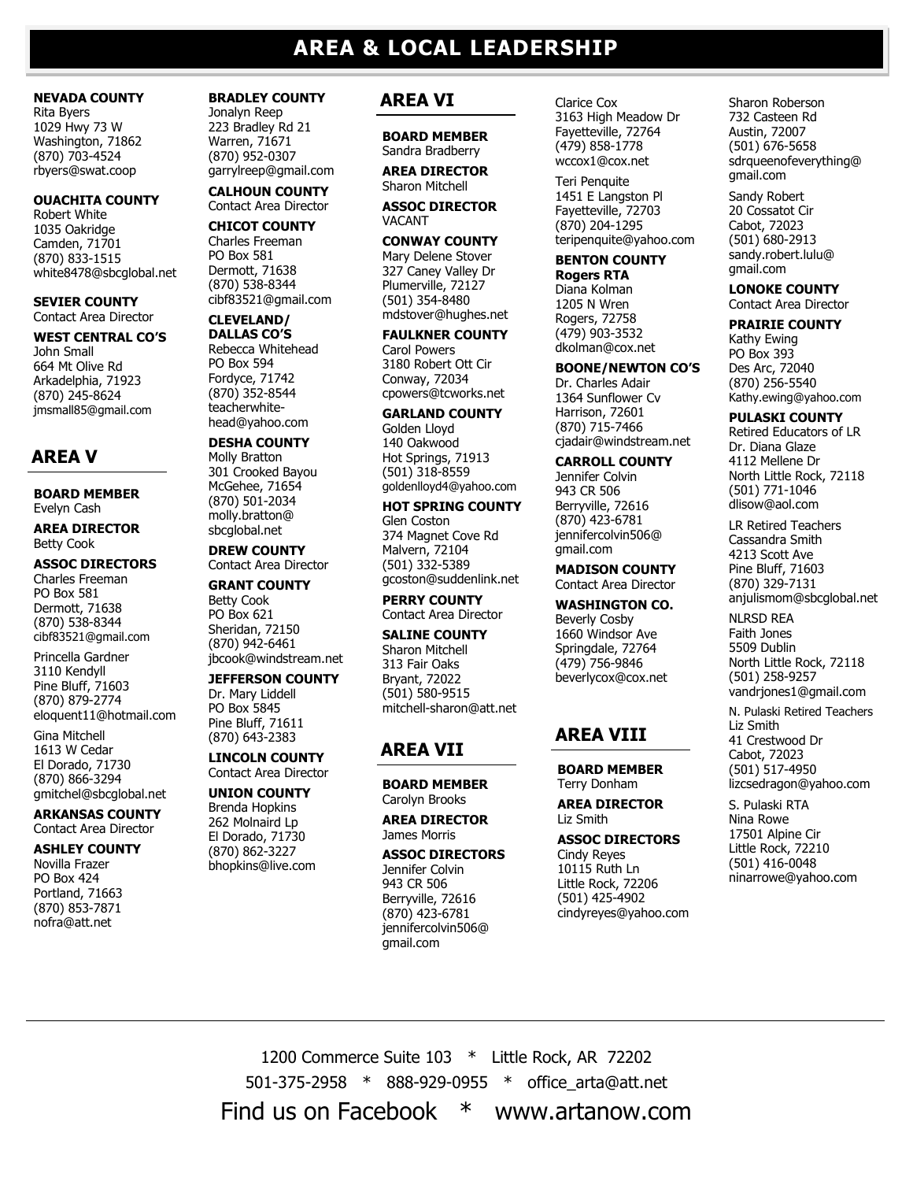# AREA & LOCAL LEADERSHIP

**NEVADA COUNTY**
Rita Byers
1029 Hwy 73 W
Washington, 71862
(870) 703-4524
rbyers@swat.coop

**OUACHITA COUNTY**
Robert White
1035 Oakridge
Camden, 71701
(870) 833-1515
white8478@sbcglobal.net

**SEVIER COUNTY**
Contact Area Director

**WEST CENTRAL CO'S**
John Small
664 Mt Olive Rd
Arkadelphia, 71923
(870) 245-8624
jmsmall85@gmail.com

## AREA V

**BOARD MEMBER**
Evelyn Cash

**AREA DIRECTOR**
Betty Cook

**ASSOC DIRECTORS**
Charles Freeman
PO Box 581
Dermott, 71638
(870) 538-8344
cibf83521@gmail.com

Princella Gardner
3110 Kendyll
Pine Bluff, 71603
(870) 879-2774
eloquent11@hotmail.com

Gina Mitchell
1613 W Cedar
El Dorado, 71730
(870) 866-3294
gmitchel@sbcglobal.net

**ARKANSAS COUNTY**
Contact Area Director

**ASHLEY COUNTY**
Novilla Frazer
PO Box 424
Portland, 71663
(870) 853-7871
nofra@att.net

**BRADLEY COUNTY**
Jonalyn Reep
223 Bradley Rd 21
Warren, 71671
(870) 952-0307
garrylreep@gmail.com

**CALHOUN COUNTY**
Contact Area Director

**CHICOT COUNTY**
Charles Freeman
PO Box 581
Dermott, 71638
(870) 538-8344
cibf83521@gmail.com

**CLEVELAND/ DALLAS CO'S**
Rebecca Whitehead
PO Box 594
Fordyce, 71742
(870) 352-8544
teacherwhite-head@yahoo.com

**DESHA COUNTY**
Molly Bratton
301 Crooked Bayou
McGehee, 71654
(870) 501-2034
molly.bratton@sbcglobal.net

**DREW COUNTY**
Contact Area Director

**GRANT COUNTY**
Betty Cook
PO Box 621
Sheridan, 72150
(870) 942-6461
jbcook@windstream.net

**JEFFERSON COUNTY**
Dr. Mary Liddell
PO Box 5845
Pine Bluff, 71611
(870) 643-2383

**LINCOLN COUNTY**
Contact Area Director

**UNION COUNTY**
Brenda Hopkins
262 Molnaird Lp
El Dorado, 71730
(870) 862-3227
bhopkins@live.com

## AREA VI

**BOARD MEMBER**
Sandra Bradberry

**AREA DIRECTOR**
Sharon Mitchell

**ASSOC DIRECTOR**
VACANT

**CONWAY COUNTY**
Mary Delene Stover
327 Caney Valley Dr
Plumerville, 72127
(501) 354-8480
mdstover@hughes.net

**FAULKNER COUNTY**
Carol Powers
3180 Robert Ott Cir
Conway, 72034
cpowers@tcworks.net

**GARLAND COUNTY**
Golden Lloyd
140 Oakwood
Hot Springs, 71913
(501) 318-8559
goldenlloyd4@yahoo.com

**HOT SPRING COUNTY**
Glen Coston
374 Magnet Cove Rd
Malvern, 72104
(501) 332-5389
gcoston@suddenlink.net

**PERRY COUNTY**
Contact Area Director

**SALINE COUNTY**
Sharon Mitchell
313 Fair Oaks
Bryant, 72022
(501) 580-9515
mitchell-sharon@att.net

## AREA VII

**BOARD MEMBER**
Carolyn Brooks

**AREA DIRECTOR**
James Morris

**ASSOC DIRECTORS**
Jennifer Colvin
943 CR 506
Berryville, 72616
(870) 423-6781
jennifercolvin506@gmail.com

Clarice Cox
3163 High Meadow Dr
Fayetteville, 72764
(479) 858-1778
wccox1@cox.net

Teri Penquite
1451 E Langston Pl
Fayetteville, 72703
(870) 204-1295
teripenquite@yahoo.com

**BENTON COUNTY**
**Rogers RTA**
Diana Kolman
1205 N Wren
Rogers, 72758
(479) 903-3532
dkolman@cox.net

**BOONE/NEWTON CO'S**
Dr. Charles Adair
1364 Sunflower Cv
Harrison, 72601
(870) 715-7466
cjadair@windstream.net

**CARROLL COUNTY**
Jennifer Colvin
943 CR 506
Berryville, 72616
(870) 423-6781
jennifercolvin506@gmail.com

**MADISON COUNTY**
Contact Area Director

**WASHINGTON CO.**
Beverly Cosby
1660 Windsor Ave
Springdale, 72764
(479) 756-9846
beverlycox@cox.net

## AREA VIII

**BOARD MEMBER**
Terry Donham

**AREA DIRECTOR**
Liz Smith

**ASSOC DIRECTORS**
Cindy Reyes
10115 Ruth Ln
Little Rock, 72206
(501) 425-4902
cindyreyes@yahoo.com

Sharon Roberson
732 Casteen Rd
Austin, 72007
(501) 676-5658
sdrqueenofeverything@gmail.com

Sandy Robert
20 Cossatot Cir
Cabot, 72023
(501) 680-2913
sandy.robert.lulu@gmail.com

**LONOKE COUNTY**
Contact Area Director

**PRAIRIE COUNTY**
Kathy Ewing
PO Box 393
Des Arc, 72040
(870) 256-5540
Kathy.ewing@yahoo.com

**PULASKI COUNTY**
Retired Educators of LR
Dr. Diana Glaze
4112 Mellene Dr
North Little Rock, 72118
(501) 771-1046
dlisow@aol.com

LR Retired Teachers
Cassandra Smith
4213 Scott Ave
Pine Bluff, 71603
(870) 329-7131
anjulismom@sbcglobal.net

NLRSD REA
Faith Jones
5509 Dublin
North Little Rock, 72118
(501) 258-9257
vandrjones1@gmail.com

N. Pulaski Retired Teachers
Liz Smith
41 Crestwood Dr
Cabot, 72023
(501) 517-4950
lizcsedragon@yahoo.com

S. Pulaski RTA
Nina Rowe
17501 Alpine Cir
Little Rock, 72210
(501) 416-0048
ninarrowe@yahoo.com

---

1200 Commerce Suite 103 * Little Rock, AR 72202
501-375-2958 * 888-929-0955 * office_arta@att.net
Find us on Facebook * www.artanow.com